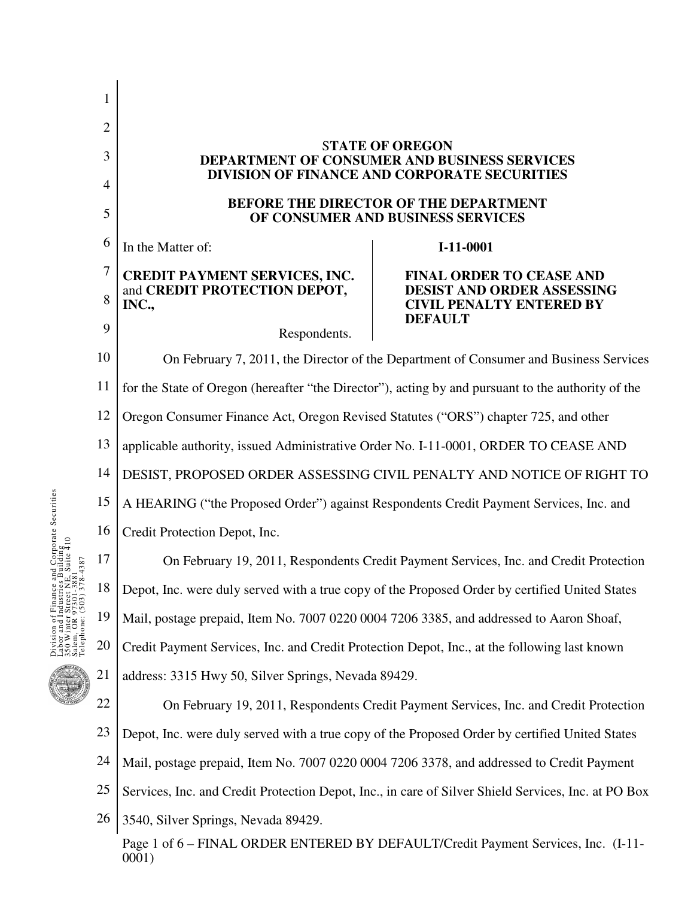**STATE OF OREGON**
**DEPARTMENT OF CONSUMER AND BUSINESS SERVICES**
**DIVISION OF FINANCE AND CORPORATE SECURITIES**

**BEFORE THE DIRECTOR OF THE DEPARTMENT**
**OF CONSUMER AND BUSINESS SERVICES**

In the Matter of:

**CREDIT PAYMENT SERVICES, INC.** and **CREDIT PROTECTION DEPOT, INC.,**

Respondents.

**I-11-0001**

**FINAL ORDER TO CEASE AND DESIST AND ORDER ASSESSING CIVIL PENALTY ENTERED BY DEFAULT**

On February 7, 2011, the Director of the Department of Consumer and Business Services for the State of Oregon (hereafter "the Director"), acting by and pursuant to the authority of the Oregon Consumer Finance Act, Oregon Revised Statutes ("ORS") chapter 725, and other applicable authority, issued Administrative Order No. I-11-0001, ORDER TO CEASE AND DESIST, PROPOSED ORDER ASSESSING CIVIL PENALTY AND NOTICE OF RIGHT TO A HEARING ("the Proposed Order") against Respondents Credit Payment Services, Inc. and Credit Protection Depot, Inc.

On February 19, 2011, Respondents Credit Payment Services, Inc. and Credit Protection Depot, Inc. were duly served with a true copy of the Proposed Order by certified United States Mail, postage prepaid, Item No. 7007 0220 0004 7206 3385, and addressed to Aaron Shoaf, Credit Payment Services, Inc. and Credit Protection Depot, Inc., at the following last known address: 3315 Hwy 50, Silver Springs, Nevada 89429.

On February 19, 2011, Respondents Credit Payment Services, Inc. and Credit Protection Depot, Inc. were duly served with a true copy of the Proposed Order by certified United States Mail, postage prepaid, Item No. 7007 0220 0004 7206 3378, and addressed to Credit Payment Services, Inc. and Credit Protection Depot, Inc., in care of Silver Shield Services, Inc. at PO Box 3540, Silver Springs, Nevada 89429.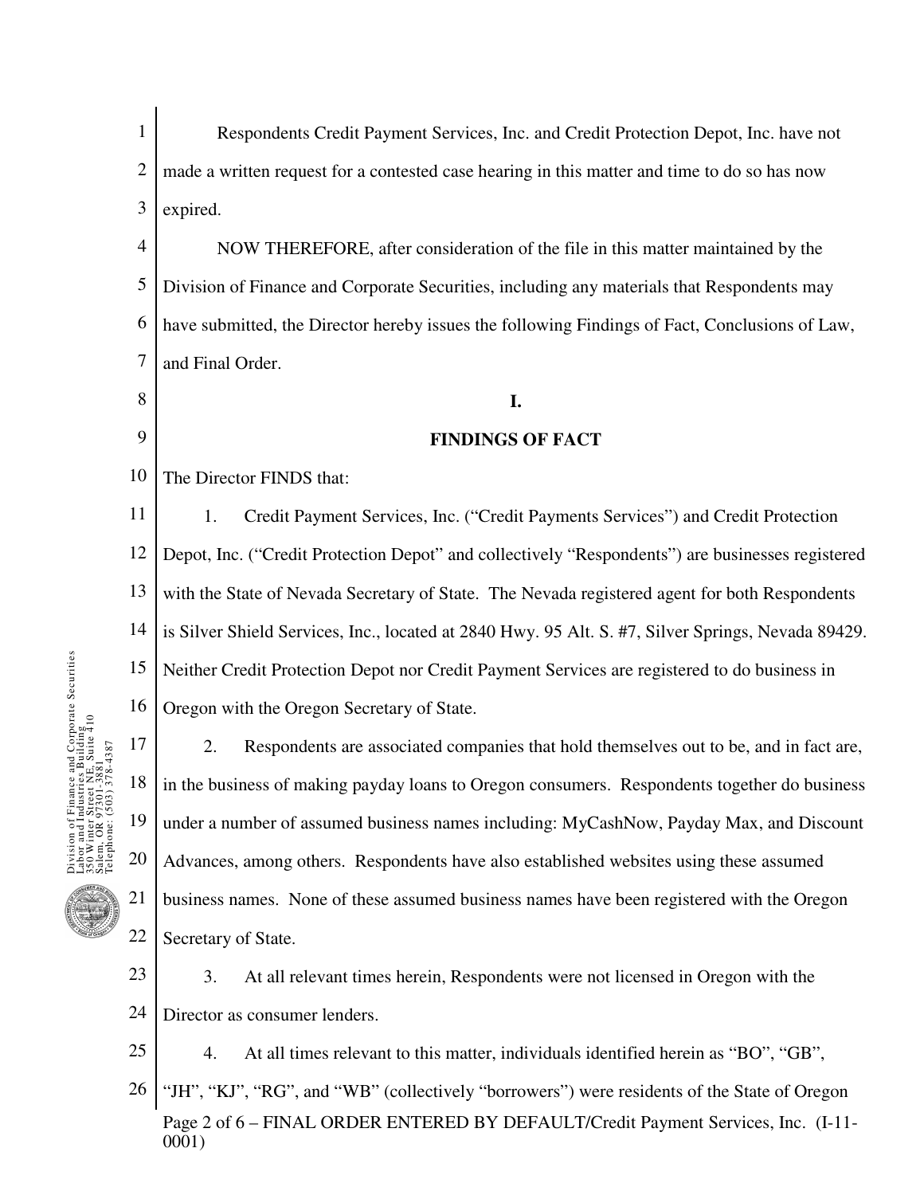Respondents Credit Payment Services, Inc. and Credit Protection Depot, Inc. have not made a written request for a contested case hearing in this matter and time to do so has now expired.

NOW THEREFORE, after consideration of the file in this matter maintained by the Division of Finance and Corporate Securities, including any materials that Respondents may have submitted, the Director hereby issues the following Findings of Fact, Conclusions of Law, and Final Order.

## I.

## FINDINGS OF FACT

The Director FINDS that:

1. Credit Payment Services, Inc. ("Credit Payments Services") and Credit Protection Depot, Inc. ("Credit Protection Depot" and collectively "Respondents") are businesses registered with the State of Nevada Secretary of State. The Nevada registered agent for both Respondents is Silver Shield Services, Inc., located at 2840 Hwy. 95 Alt. S. #7, Silver Springs, Nevada 89429. Neither Credit Protection Depot nor Credit Payment Services are registered to do business in Oregon with the Oregon Secretary of State.

2. Respondents are associated companies that hold themselves out to be, and in fact are, in the business of making payday loans to Oregon consumers. Respondents together do business under a number of assumed business names including: MyCashNow, Payday Max, and Discount Advances, among others. Respondents have also established websites using these assumed business names. None of these assumed business names have been registered with the Oregon Secretary of State.

3. At all relevant times herein, Respondents were not licensed in Oregon with the Director as consumer lenders.

4. At all times relevant to this matter, individuals identified herein as "BO", "GB", "JH", "KJ", "RG", and "WB" (collectively "borrowers") were residents of the State of Oregon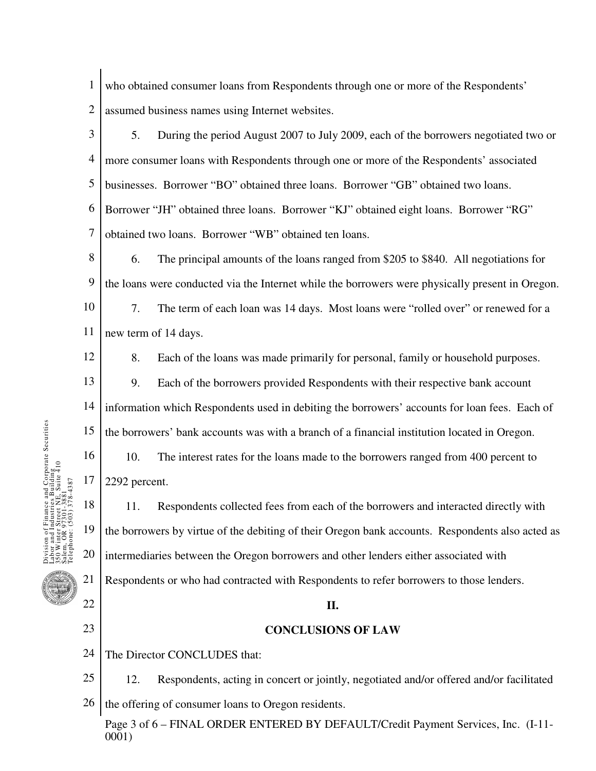who obtained consumer loans from Respondents through one or more of the Respondents' assumed business names using Internet websites.

5. During the period August 2007 to July 2009, each of the borrowers negotiated two or more consumer loans with Respondents through one or more of the Respondents' associated businesses. Borrower "BO" obtained three loans. Borrower "GB" obtained two loans. Borrower "JH" obtained three loans. Borrower "KJ" obtained eight loans. Borrower "RG" obtained two loans. Borrower "WB" obtained ten loans.

6. The principal amounts of the loans ranged from $205 to $840. All negotiations for the loans were conducted via the Internet while the borrowers were physically present in Oregon.

7. The term of each loan was 14 days. Most loans were "rolled over" or renewed for a new term of 14 days.

8. Each of the loans was made primarily for personal, family or household purposes.

9. Each of the borrowers provided Respondents with their respective bank account information which Respondents used in debiting the borrowers' accounts for loan fees. Each of the borrowers' bank accounts was with a branch of a financial institution located in Oregon.

10. The interest rates for the loans made to the borrowers ranged from 400 percent to 2292 percent.

11. Respondents collected fees from each of the borrowers and interacted directly with the borrowers by virtue of the debiting of their Oregon bank accounts. Respondents also acted as intermediaries between the Oregon borrowers and other lenders either associated with Respondents or who had contracted with Respondents to refer borrowers to those lenders.

## II.

## CONCLUSIONS OF LAW

The Director CONCLUDES that:

12. Respondents, acting in concert or jointly, negotiated and/or offered and/or facilitated the offering of consumer loans to Oregon residents.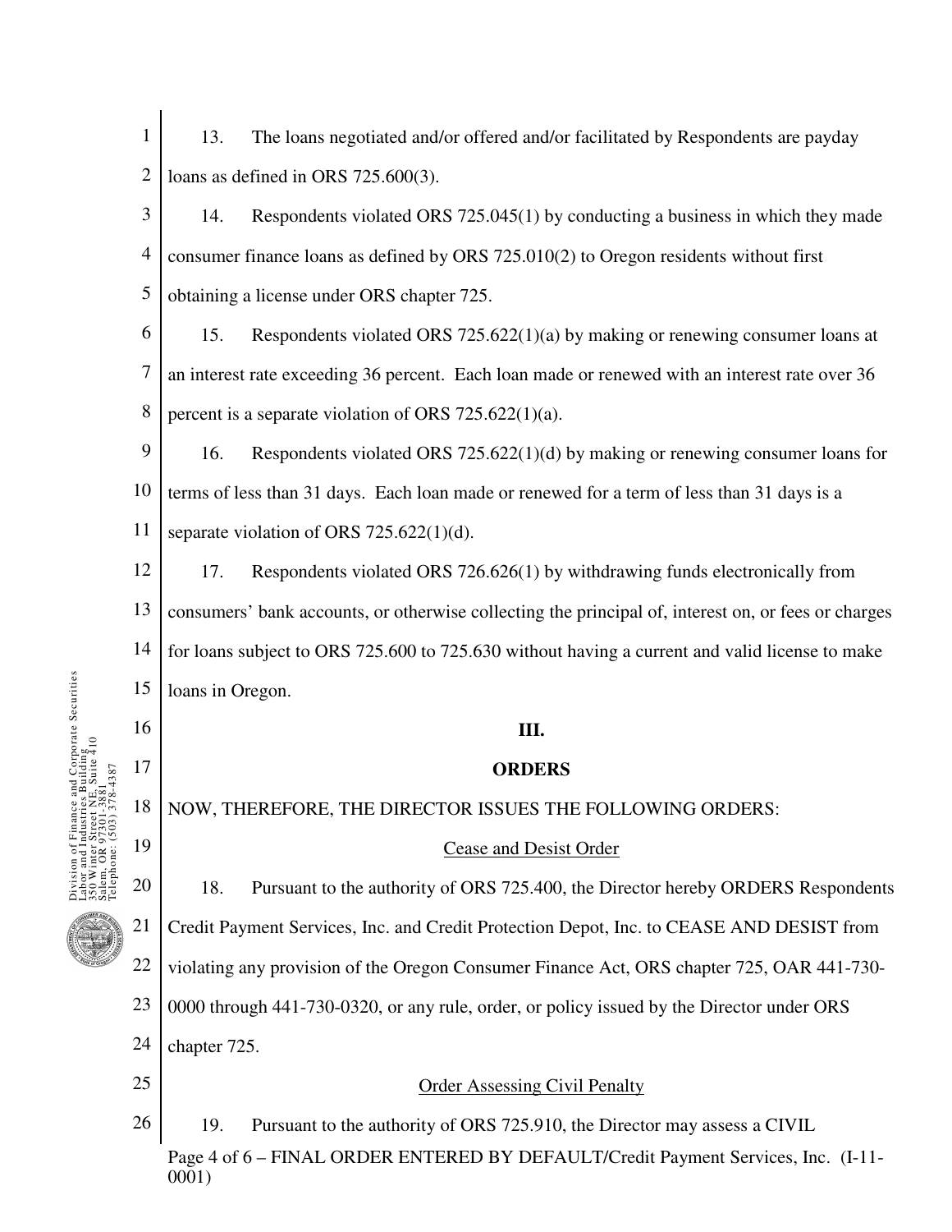13. The loans negotiated and/or offered and/or facilitated by Respondents are payday loans as defined in ORS 725.600(3).

14. Respondents violated ORS 725.045(1) by conducting a business in which they made consumer finance loans as defined by ORS 725.010(2) to Oregon residents without first obtaining a license under ORS chapter 725.

15. Respondents violated ORS 725.622(1)(a) by making or renewing consumer loans at an interest rate exceeding 36 percent. Each loan made or renewed with an interest rate over 36 percent is a separate violation of ORS 725.622(1)(a).

16. Respondents violated ORS 725.622(1)(d) by making or renewing consumer loans for terms of less than 31 days. Each loan made or renewed for a term of less than 31 days is a separate violation of ORS 725.622(1)(d).

17. Respondents violated ORS 726.626(1) by withdrawing funds electronically from consumers' bank accounts, or otherwise collecting the principal of, interest on, or fees or charges for loans subject to ORS 725.600 to 725.630 without having a current and valid license to make loans in Oregon.

## III.

## ORDERS

NOW, THEREFORE, THE DIRECTOR ISSUES THE FOLLOWING ORDERS:

Cease and Desist Order

18. Pursuant to the authority of ORS 725.400, the Director hereby ORDERS Respondents Credit Payment Services, Inc. and Credit Protection Depot, Inc. to CEASE AND DESIST from violating any provision of the Oregon Consumer Finance Act, ORS chapter 725, OAR 441-730-0000 through 441-730-0320, or any rule, order, or policy issued by the Director under ORS chapter 725.

Order Assessing Civil Penalty

19. Pursuant to the authority of ORS 725.910, the Director may assess a CIVIL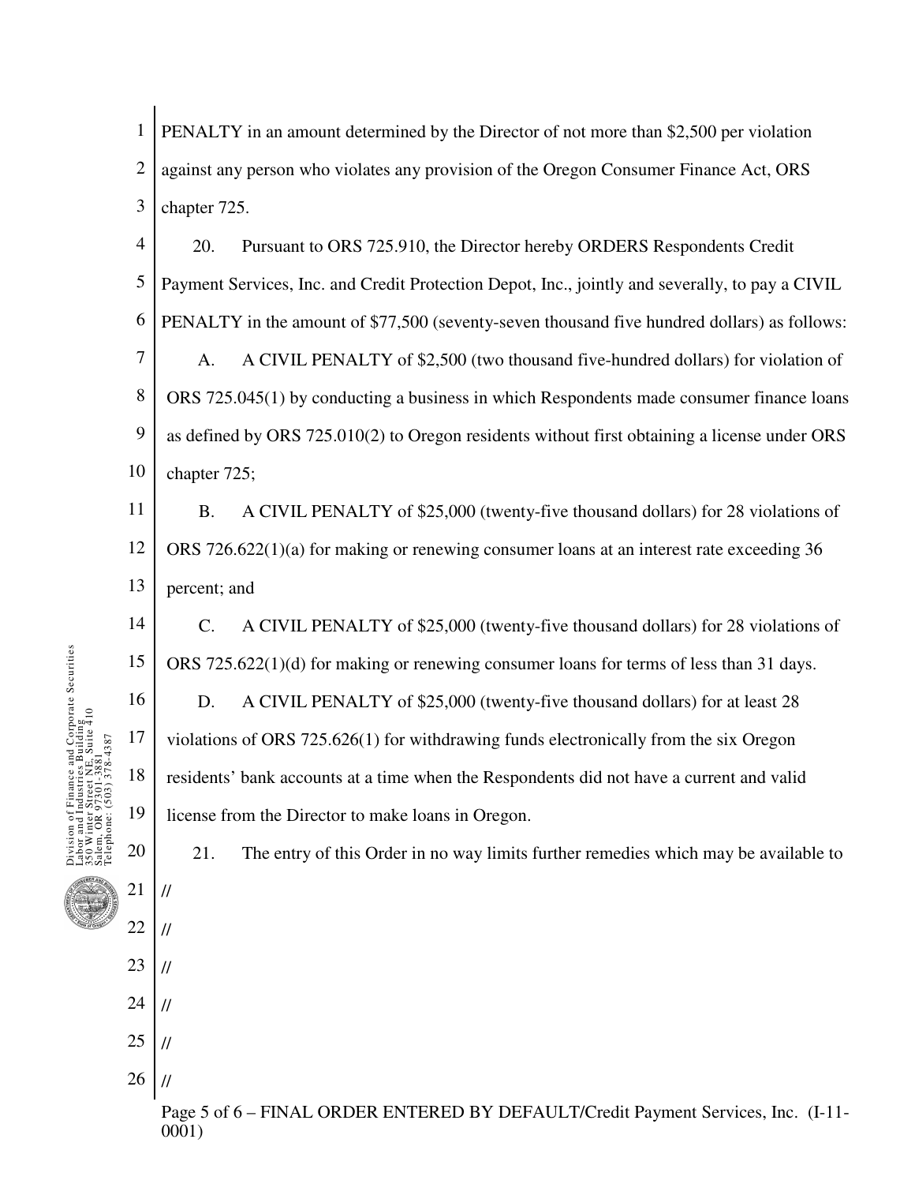PENALTY in an amount determined by the Director of not more than $2,500 per violation against any person who violates any provision of the Oregon Consumer Finance Act, ORS chapter 725.

20. Pursuant to ORS 725.910, the Director hereby ORDERS Respondents Credit Payment Services, Inc. and Credit Protection Depot, Inc., jointly and severally, to pay a CIVIL PENALTY in the amount of $77,500 (seventy-seven thousand five hundred dollars) as follows:

A. A CIVIL PENALTY of $2,500 (two thousand five-hundred dollars) for violation of ORS 725.045(1) by conducting a business in which Respondents made consumer finance loans as defined by ORS 725.010(2) to Oregon residents without first obtaining a license under ORS chapter 725;

B. A CIVIL PENALTY of $25,000 (twenty-five thousand dollars) for 28 violations of ORS 726.622(1)(a) for making or renewing consumer loans at an interest rate exceeding 36 percent; and

C. A CIVIL PENALTY of $25,000 (twenty-five thousand dollars) for 28 violations of ORS 725.622(1)(d) for making or renewing consumer loans for terms of less than 31 days.

D. A CIVIL PENALTY of $25,000 (twenty-five thousand dollars) for at least 28 violations of ORS 725.626(1) for withdrawing funds electronically from the six Oregon residents' bank accounts at a time when the Respondents did not have a current and valid license from the Director to make loans in Oregon.

21. The entry of this Order in no way limits further remedies which may be available to

//

//

//

//

//

//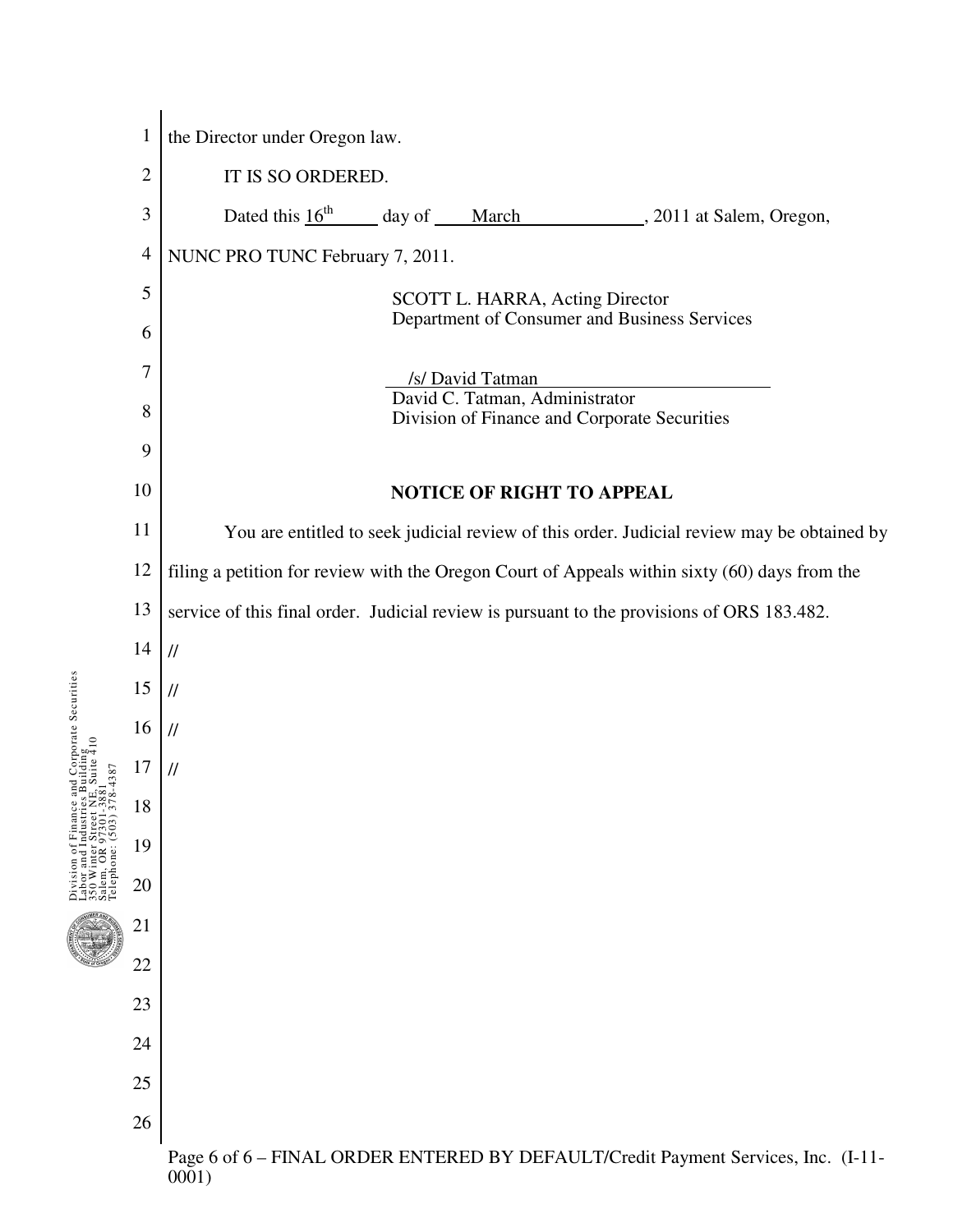the Director under Oregon law.

IT IS SO ORDERED.

Dated this 16th day of March, 2011 at Salem, Oregon,

NUNC PRO TUNC February 7, 2011.

SCOTT L. HARRA, Acting Director
Department of Consumer and Business Services

/s/ David Tatman
David C. Tatman, Administrator
Division of Finance and Corporate Securities

**NOTICE OF RIGHT TO APPEAL**

You are entitled to seek judicial review of this order. Judicial review may be obtained by filing a petition for review with the Oregon Court of Appeals within sixty (60) days from the service of this final order. Judicial review is pursuant to the provisions of ORS 183.482.

//

//

//

//